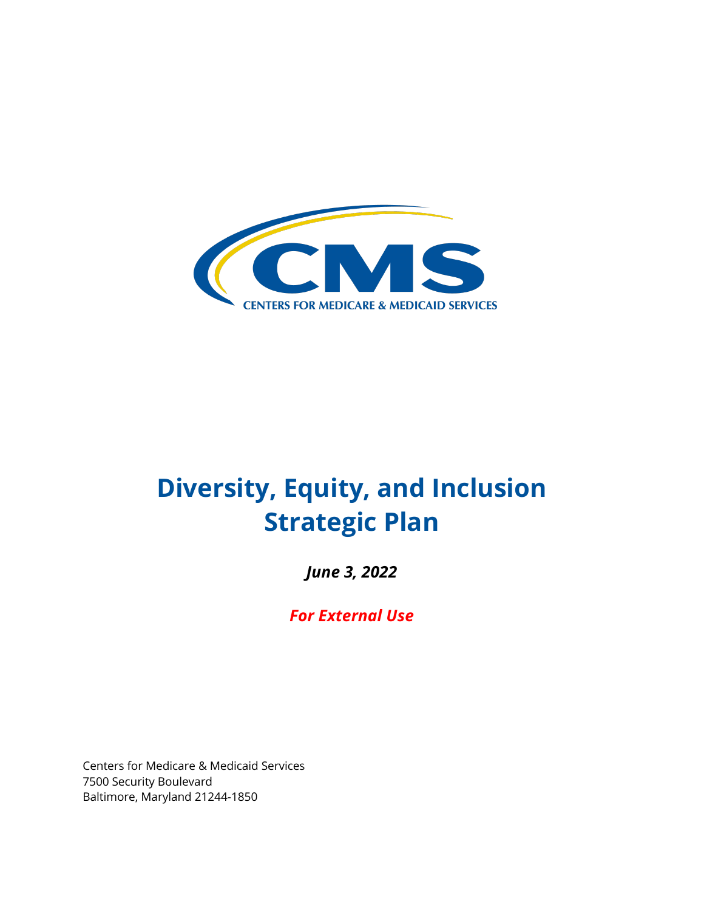CMS

CENTERS FOR MEDICARE & MEDICAID SERVICES

# Diversity, Equity, and Inclusion Strategic Plan

***June 3, 2022***

***For External Use***

Centers for Medicare & Medicaid Services
7500 Security Boulevard
Baltimore, Maryland 21244-1850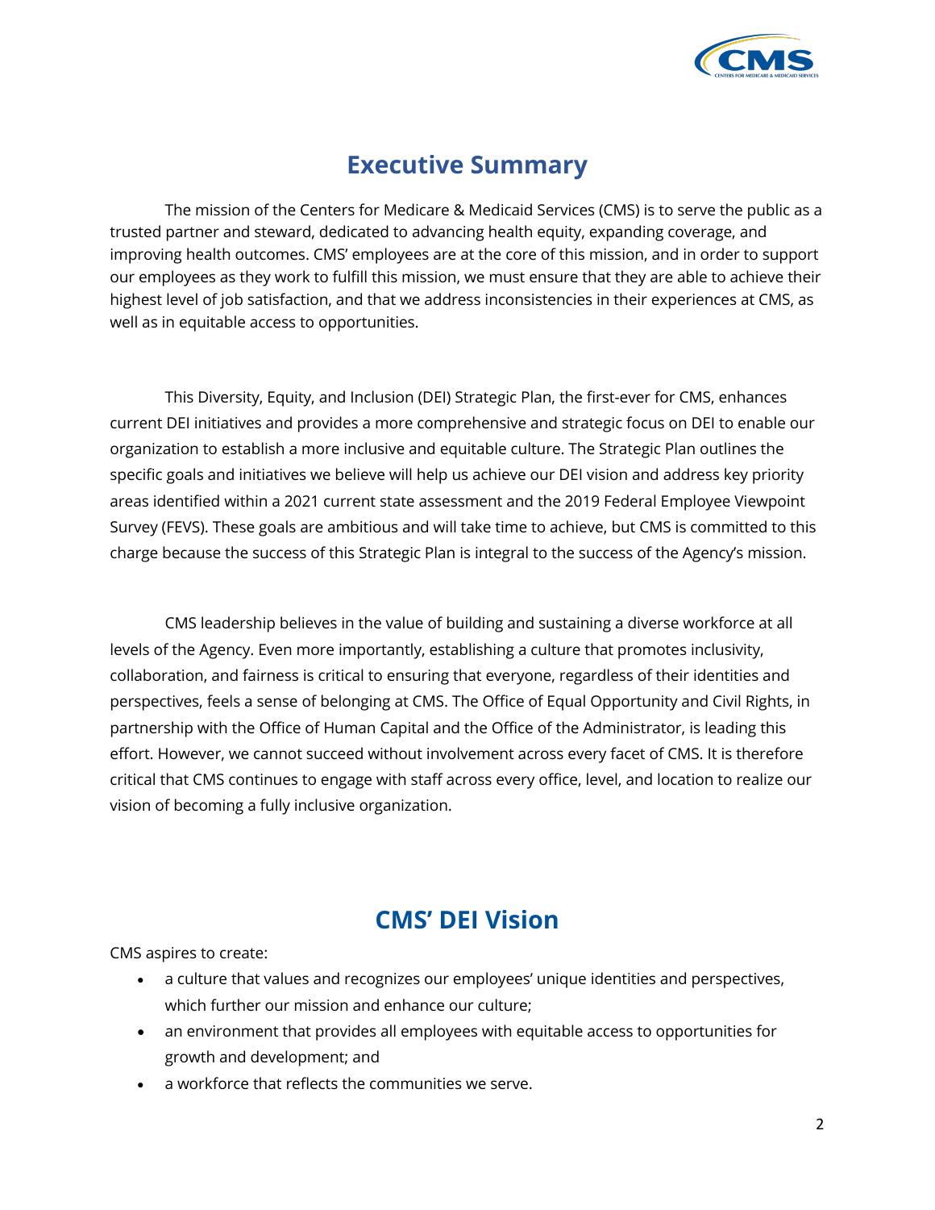# Executive Summary

The mission of the Centers for Medicare & Medicaid Services (CMS) is to serve the public as a trusted partner and steward, dedicated to advancing health equity, expanding coverage, and improving health outcomes. CMS' employees are at the core of this mission, and in order to support our employees as they work to fulfill this mission, we must ensure that they are able to achieve their highest level of job satisfaction, and that we address inconsistencies in their experiences at CMS, as well as in equitable access to opportunities.

This Diversity, Equity, and Inclusion (DEI) Strategic Plan, the first-ever for CMS, enhances current DEI initiatives and provides a more comprehensive and strategic focus on DEI to enable our organization to establish a more inclusive and equitable culture. The Strategic Plan outlines the specific goals and initiatives we believe will help us achieve our DEI vision and address key priority areas identified within a 2021 current state assessment and the 2019 Federal Employee Viewpoint Survey (FEVS). These goals are ambitious and will take time to achieve, but CMS is committed to this charge because the success of this Strategic Plan is integral to the success of the Agency's mission.

CMS leadership believes in the value of building and sustaining a diverse workforce at all levels of the Agency. Even more importantly, establishing a culture that promotes inclusivity, collaboration, and fairness is critical to ensuring that everyone, regardless of their identities and perspectives, feels a sense of belonging at CMS. The Office of Equal Opportunity and Civil Rights, in partnership with the Office of Human Capital and the Office of the Administrator, is leading this effort. However, we cannot succeed without involvement across every facet of CMS. It is therefore critical that CMS continues to engage with staff across every office, level, and location to realize our vision of becoming a fully inclusive organization.

# CMS' DEI Vision

CMS aspires to create:

- a culture that values and recognizes our employees' unique identities and perspectives, which further our mission and enhance our culture;
- an environment that provides all employees with equitable access to opportunities for growth and development; and
- a workforce that reflects the communities we serve.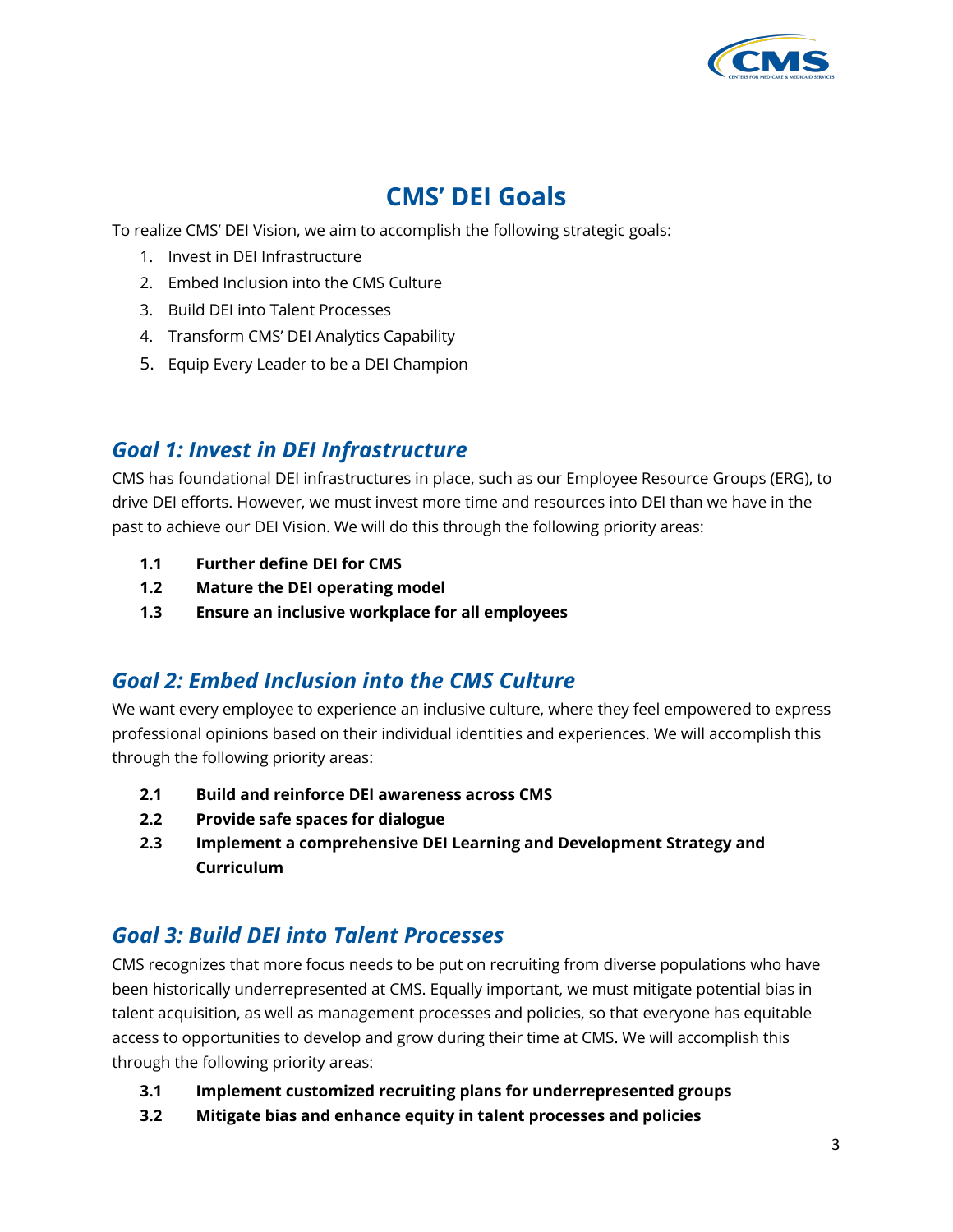# CMS' DEI Goals

To realize CMS' DEI Vision, we aim to accomplish the following strategic goals:

1. Invest in DEI Infrastructure
2. Embed Inclusion into the CMS Culture
3. Build DEI into Talent Processes
4. Transform CMS' DEI Analytics Capability
5. Equip Every Leader to be a DEI Champion

## *Goal 1: Invest in DEI Infrastructure*

CMS has foundational DEI infrastructures in place, such as our Employee Resource Groups (ERG), to drive DEI efforts. However, we must invest more time and resources into DEI than we have in the past to achieve our DEI Vision. We will do this through the following priority areas:

- **1.1 Further define DEI for CMS**
- **1.2 Mature the DEI operating model**
- **1.3 Ensure an inclusive workplace for all employees**

## *Goal 2: Embed Inclusion into the CMS Culture*

We want every employee to experience an inclusive culture, where they feel empowered to express professional opinions based on their individual identities and experiences. We will accomplish this through the following priority areas:

- **2.1 Build and reinforce DEI awareness across CMS**
- **2.2 Provide safe spaces for dialogue**
- **2.3 Implement a comprehensive DEI Learning and Development Strategy and Curriculum**

## *Goal 3: Build DEI into Talent Processes*

CMS recognizes that more focus needs to be put on recruiting from diverse populations who have been historically underrepresented at CMS. Equally important, we must mitigate potential bias in talent acquisition, as well as management processes and policies, so that everyone has equitable access to opportunities to develop and grow during their time at CMS. We will accomplish this through the following priority areas:

- **3.1 Implement customized recruiting plans for underrepresented groups**
- **3.2 Mitigate bias and enhance equity in talent processes and policies**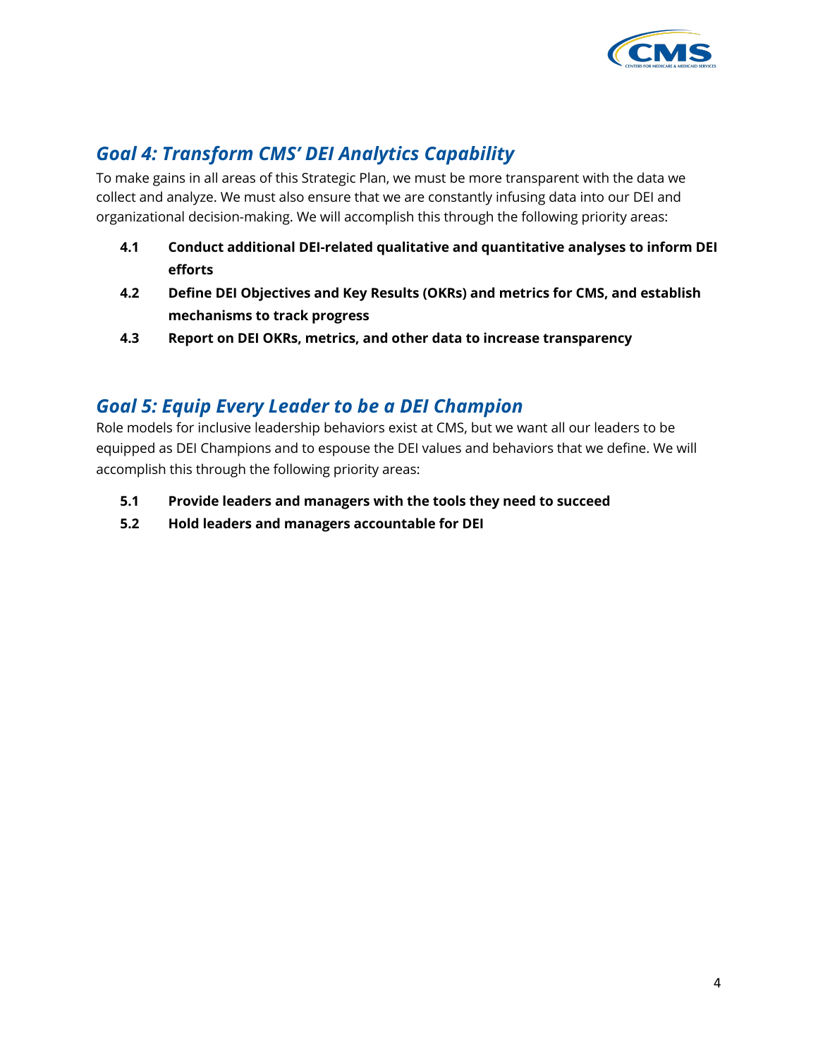## *Goal 4: Transform CMS' DEI Analytics Capability*

To make gains in all areas of this Strategic Plan, we must be more transparent with the data we collect and analyze. We must also ensure that we are constantly infusing data into our DEI and organizational decision-making. We will accomplish this through the following priority areas:

- **4.1 Conduct additional DEI-related qualitative and quantitative analyses to inform DEI efforts**
- **4.2 Define DEI Objectives and Key Results (OKRs) and metrics for CMS, and establish mechanisms to track progress**
- **4.3 Report on DEI OKRs, metrics, and other data to increase transparency**

## *Goal 5: Equip Every Leader to be a DEI Champion*

Role models for inclusive leadership behaviors exist at CMS, but we want all our leaders to be equipped as DEI Champions and to espouse the DEI values and behaviors that we define. We will accomplish this through the following priority areas:

- **5.1 Provide leaders and managers with the tools they need to succeed**
- **5.2 Hold leaders and managers accountable for DEI**